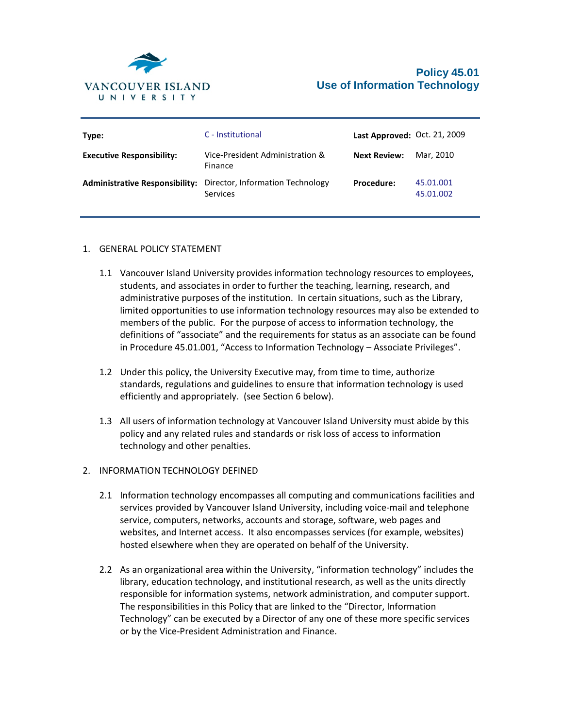VANCOUVER ISLAND UNIVERSITY

# Policy 45.01
# Use of Information Technology

| | | | |
|---|---|---|---|
| **Type:** | C - Institutional | **Last Approved:** | Oct. 21, 2009 |
| **Executive Responsibility:** | Vice-President Administration & Finance | **Next Review:** | Mar, 2010 |
| **Administrative Responsibility:** | Director, Information Technology Services | **Procedure:** | 45.01.001<br>45.01.002 |

## 1. GENERAL POLICY STATEMENT

1.1 Vancouver Island University provides information technology resources to employees, students, and associates in order to further the teaching, learning, research, and administrative purposes of the institution. In certain situations, such as the Library, limited opportunities to use information technology resources may also be extended to members of the public. For the purpose of access to information technology, the definitions of "associate" and the requirements for status as an associate can be found in Procedure 45.01.001, "Access to Information Technology – Associate Privileges".

1.2 Under this policy, the University Executive may, from time to time, authorize standards, regulations and guidelines to ensure that information technology is used efficiently and appropriately. (see Section 6 below).

1.3 All users of information technology at Vancouver Island University must abide by this policy and any related rules and standards or risk loss of access to information technology and other penalties.

## 2. INFORMATION TECHNOLOGY DEFINED

2.1 Information technology encompasses all computing and communications facilities and services provided by Vancouver Island University, including voice-mail and telephone service, computers, networks, accounts and storage, software, web pages and websites, and Internet access. It also encompasses services (for example, websites) hosted elsewhere when they are operated on behalf of the University.

2.2 As an organizational area within the University, "information technology" includes the library, education technology, and institutional research, as well as the units directly responsible for information systems, network administration, and computer support. The responsibilities in this Policy that are linked to the "Director, Information Technology" can be executed by a Director of any one of these more specific services or by the Vice-President Administration and Finance.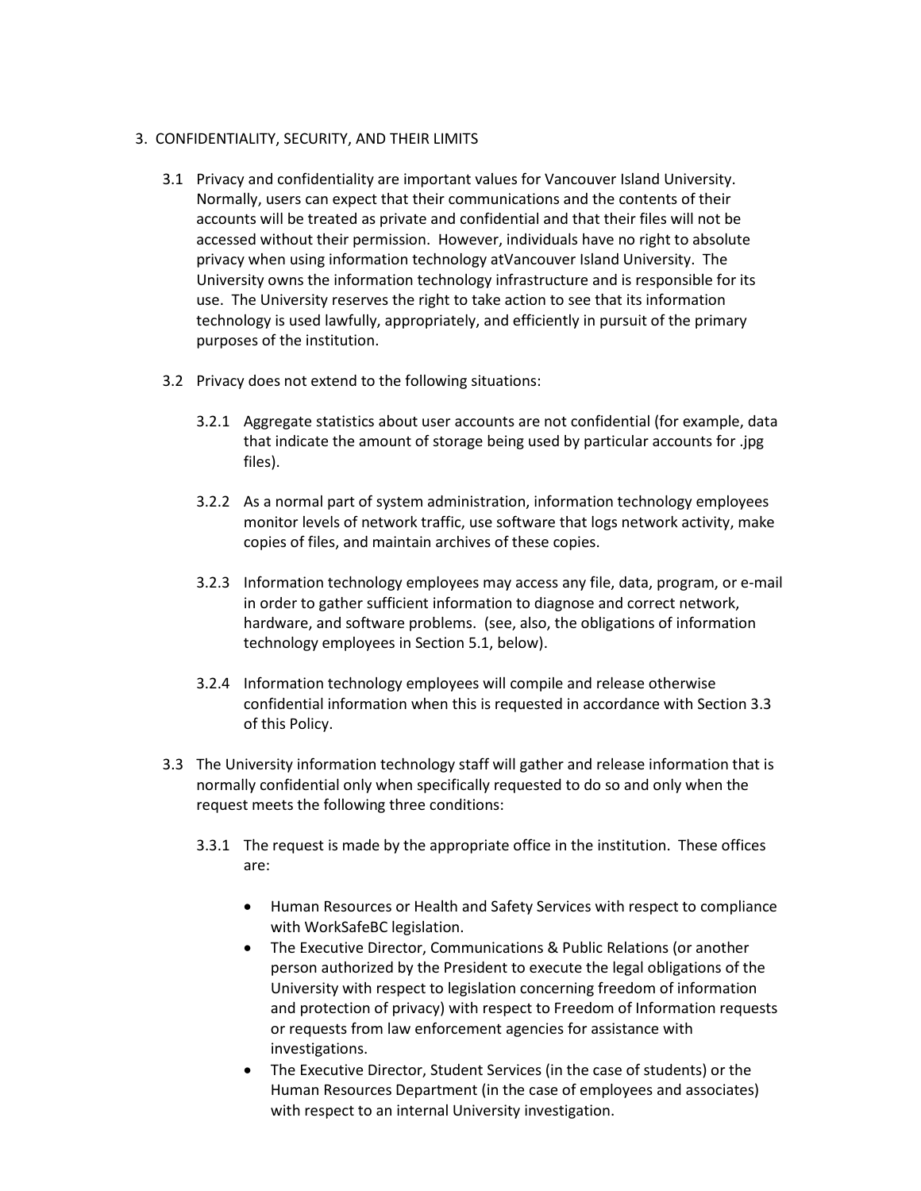## 3. CONFIDENTIALITY, SECURITY, AND THEIR LIMITS

3.1 Privacy and confidentiality are important values for Vancouver Island University. Normally, users can expect that their communications and the contents of their accounts will be treated as private and confidential and that their files will not be accessed without their permission. However, individuals have no right to absolute privacy when using information technology atVancouver Island University. The University owns the information technology infrastructure and is responsible for its use. The University reserves the right to take action to see that its information technology is used lawfully, appropriately, and efficiently in pursuit of the primary purposes of the institution.

3.2 Privacy does not extend to the following situations:

3.2.1 Aggregate statistics about user accounts are not confidential (for example, data that indicate the amount of storage being used by particular accounts for .jpg files).

3.2.2 As a normal part of system administration, information technology employees monitor levels of network traffic, use software that logs network activity, make copies of files, and maintain archives of these copies.

3.2.3 Information technology employees may access any file, data, program, or e-mail in order to gather sufficient information to diagnose and correct network, hardware, and software problems. (see, also, the obligations of information technology employees in Section 5.1, below).

3.2.4 Information technology employees will compile and release otherwise confidential information when this is requested in accordance with Section 3.3 of this Policy.

3.3 The University information technology staff will gather and release information that is normally confidential only when specifically requested to do so and only when the request meets the following three conditions:

3.3.1 The request is made by the appropriate office in the institution. These offices are:

- Human Resources or Health and Safety Services with respect to compliance with WorkSafeBC legislation.
- The Executive Director, Communications & Public Relations (or another person authorized by the President to execute the legal obligations of the University with respect to legislation concerning freedom of information and protection of privacy) with respect to Freedom of Information requests or requests from law enforcement agencies for assistance with investigations.
- The Executive Director, Student Services (in the case of students) or the Human Resources Department (in the case of employees and associates) with respect to an internal University investigation.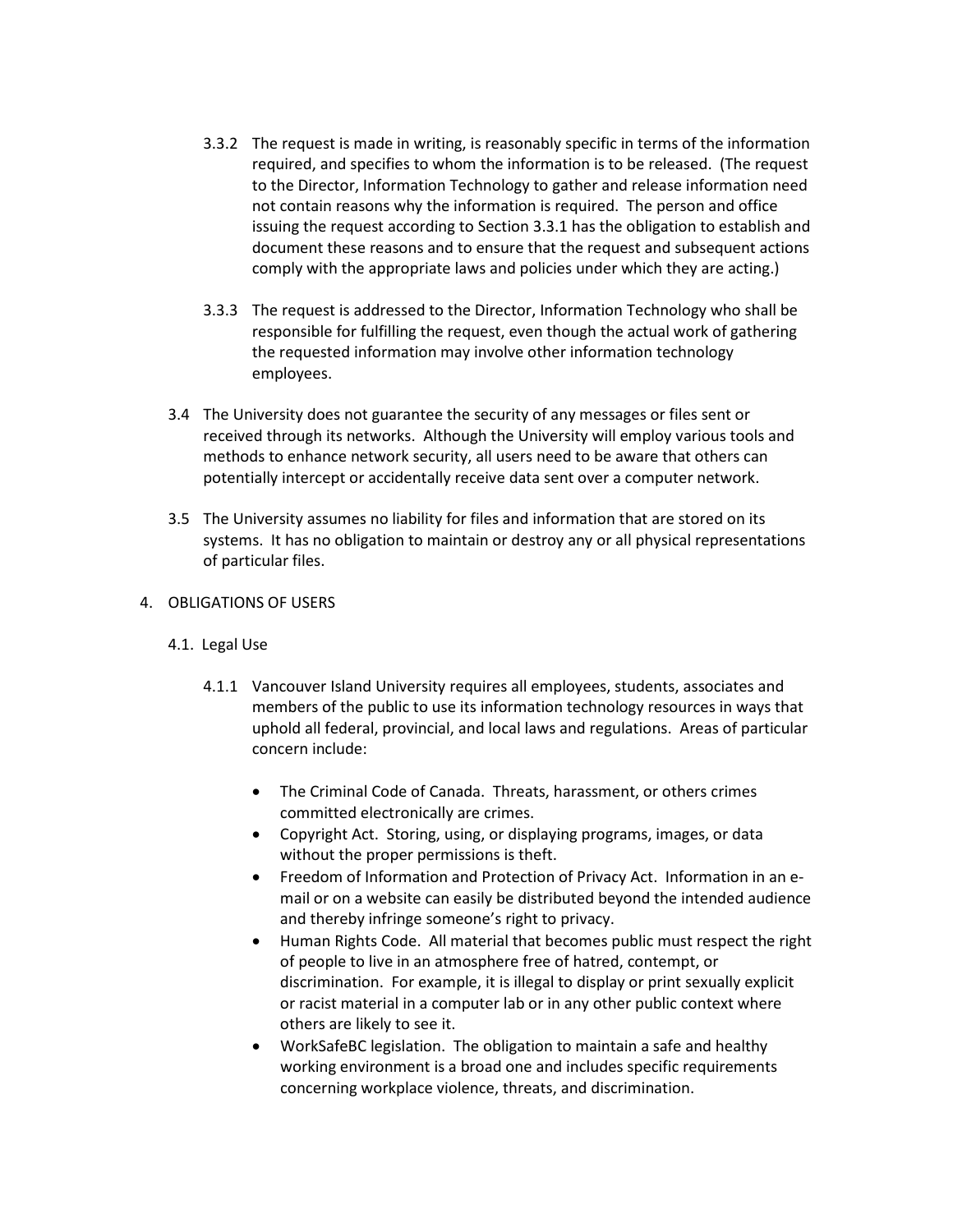3.3.2 The request is made in writing, is reasonably specific in terms of the information required, and specifies to whom the information is to be released. (The request to the Director, Information Technology to gather and release information need not contain reasons why the information is required. The person and office issuing the request according to Section 3.3.1 has the obligation to establish and document these reasons and to ensure that the request and subsequent actions comply with the appropriate laws and policies under which they are acting.)

3.3.3 The request is addressed to the Director, Information Technology who shall be responsible for fulfilling the request, even though the actual work of gathering the requested information may involve other information technology employees.

3.4 The University does not guarantee the security of any messages or files sent or received through its networks. Although the University will employ various tools and methods to enhance network security, all users need to be aware that others can potentially intercept or accidentally receive data sent over a computer network.

3.5 The University assumes no liability for files and information that are stored on its systems. It has no obligation to maintain or destroy any or all physical representations of particular files.

## 4. OBLIGATIONS OF USERS

### 4.1. Legal Use

4.1.1 Vancouver Island University requires all employees, students, associates and members of the public to use its information technology resources in ways that uphold all federal, provincial, and local laws and regulations. Areas of particular concern include:

- The Criminal Code of Canada. Threats, harassment, or others crimes committed electronically are crimes.
- Copyright Act. Storing, using, or displaying programs, images, or data without the proper permissions is theft.
- Freedom of Information and Protection of Privacy Act. Information in an e-mail or on a website can easily be distributed beyond the intended audience and thereby infringe someone's right to privacy.
- Human Rights Code. All material that becomes public must respect the right of people to live in an atmosphere free of hatred, contempt, or discrimination. For example, it is illegal to display or print sexually explicit or racist material in a computer lab or in any other public context where others are likely to see it.
- WorkSafeBC legislation. The obligation to maintain a safe and healthy working environment is a broad one and includes specific requirements concerning workplace violence, threats, and discrimination.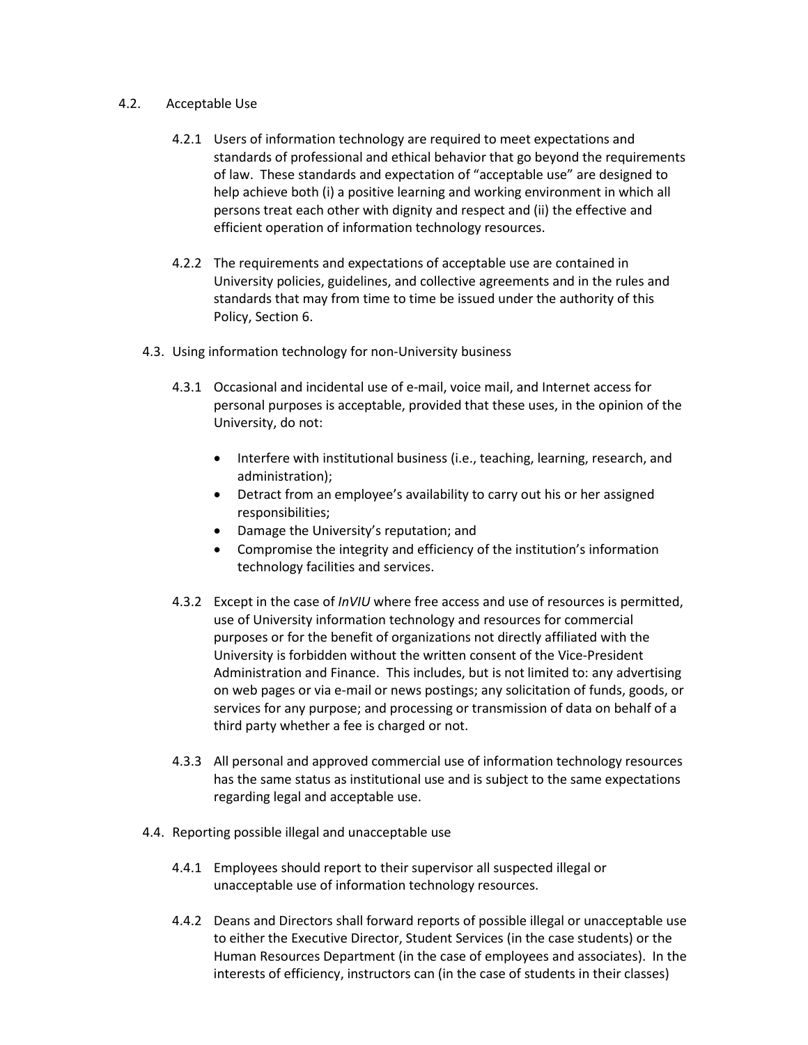## 4.2. Acceptable Use

4.2.1 Users of information technology are required to meet expectations and standards of professional and ethical behavior that go beyond the requirements of law. These standards and expectation of "acceptable use" are designed to help achieve both (i) a positive learning and working environment in which all persons treat each other with dignity and respect and (ii) the effective and efficient operation of information technology resources.

4.2.2 The requirements and expectations of acceptable use are contained in University policies, guidelines, and collective agreements and in the rules and standards that may from time to time be issued under the authority of this Policy, Section 6.

## 4.3. Using information technology for non-University business

4.3.1 Occasional and incidental use of e-mail, voice mail, and Internet access for personal purposes is acceptable, provided that these uses, in the opinion of the University, do not:

- Interfere with institutional business (i.e., teaching, learning, research, and administration);
- Detract from an employee's availability to carry out his or her assigned responsibilities;
- Damage the University's reputation; and
- Compromise the integrity and efficiency of the institution's information technology facilities and services.

4.3.2 Except in the case of *InVIU* where free access and use of resources is permitted, use of University information technology and resources for commercial purposes or for the benefit of organizations not directly affiliated with the University is forbidden without the written consent of the Vice-President Administration and Finance. This includes, but is not limited to: any advertising on web pages or via e-mail or news postings; any solicitation of funds, goods, or services for any purpose; and processing or transmission of data on behalf of a third party whether a fee is charged or not.

4.3.3 All personal and approved commercial use of information technology resources has the same status as institutional use and is subject to the same expectations regarding legal and acceptable use.

## 4.4. Reporting possible illegal and unacceptable use

4.4.1 Employees should report to their supervisor all suspected illegal or unacceptable use of information technology resources.

4.4.2 Deans and Directors shall forward reports of possible illegal or unacceptable use to either the Executive Director, Student Services (in the case students) or the Human Resources Department (in the case of employees and associates). In the interests of efficiency, instructors can (in the case of students in their classes)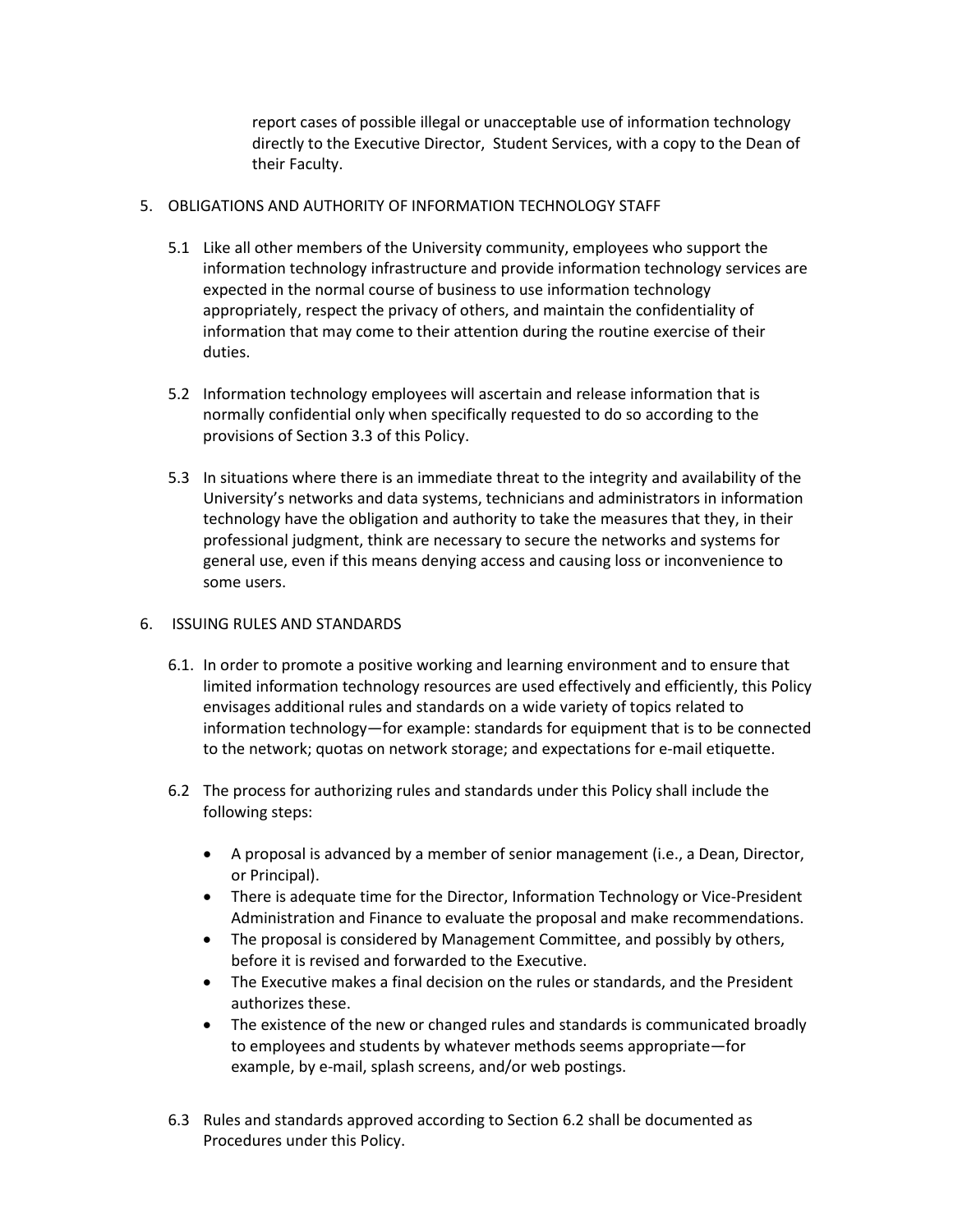report cases of possible illegal or unacceptable use of information technology directly to the Executive Director, Student Services, with a copy to the Dean of their Faculty.

5. OBLIGATIONS AND AUTHORITY OF INFORMATION TECHNOLOGY STAFF

   5.1 Like all other members of the University community, employees who support the information technology infrastructure and provide information technology services are expected in the normal course of business to use information technology appropriately, respect the privacy of others, and maintain the confidentiality of information that may come to their attention during the routine exercise of their duties.

   5.2 Information technology employees will ascertain and release information that is normally confidential only when specifically requested to do so according to the provisions of Section 3.3 of this Policy.

   5.3 In situations where there is an immediate threat to the integrity and availability of the University's networks and data systems, technicians and administrators in information technology have the obligation and authority to take the measures that they, in their professional judgment, think are necessary to secure the networks and systems for general use, even if this means denying access and causing loss or inconvenience to some users.

6. ISSUING RULES AND STANDARDS

   6.1. In order to promote a positive working and learning environment and to ensure that limited information technology resources are used effectively and efficiently, this Policy envisages additional rules and standards on a wide variety of topics related to information technology—for example: standards for equipment that is to be connected to the network; quotas on network storage; and expectations for e-mail etiquette.

   6.2 The process for authorizing rules and standards under this Policy shall include the following steps:

   - A proposal is advanced by a member of senior management (i.e., a Dean, Director, or Principal).
   - There is adequate time for the Director, Information Technology or Vice-President Administration and Finance to evaluate the proposal and make recommendations.
   - The proposal is considered by Management Committee, and possibly by others, before it is revised and forwarded to the Executive.
   - The Executive makes a final decision on the rules or standards, and the President authorizes these.
   - The existence of the new or changed rules and standards is communicated broadly to employees and students by whatever methods seems appropriate—for example, by e-mail, splash screens, and/or web postings.

   6.3 Rules and standards approved according to Section 6.2 shall be documented as Procedures under this Policy.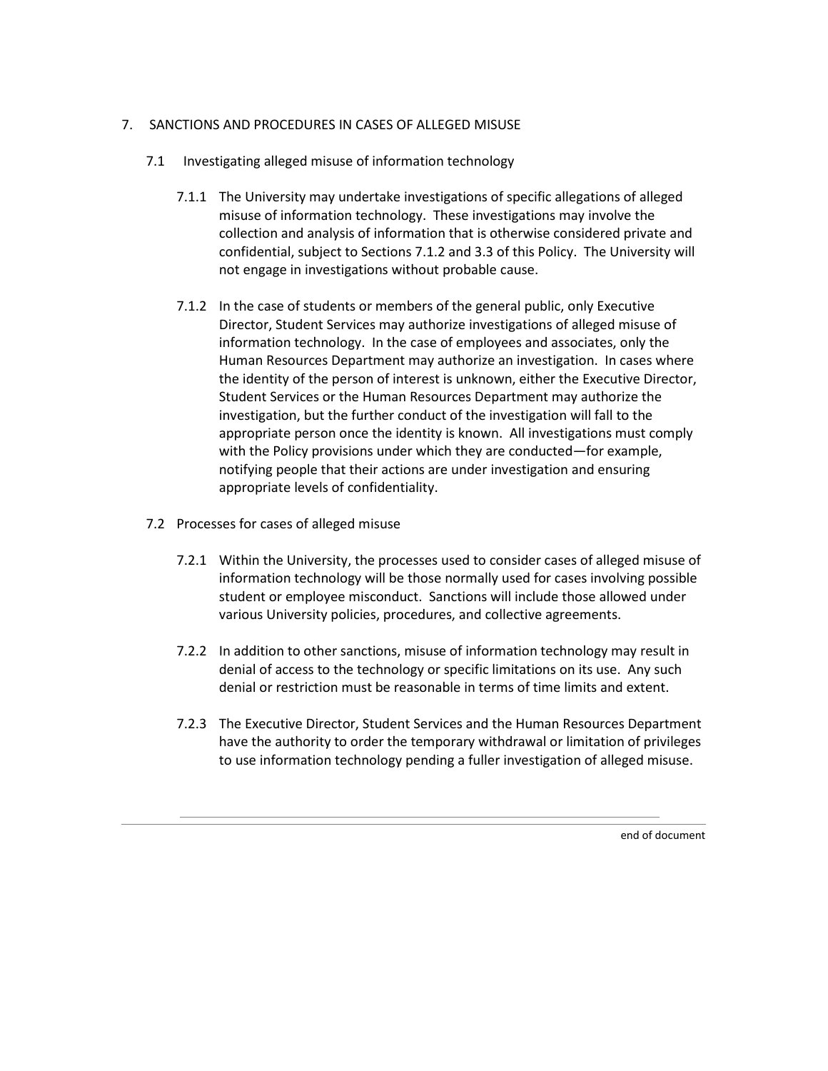## 7. SANCTIONS AND PROCEDURES IN CASES OF ALLEGED MISUSE

### 7.1 Investigating alleged misuse of information technology

7.1.1 The University may undertake investigations of specific allegations of alleged misuse of information technology. These investigations may involve the collection and analysis of information that is otherwise considered private and confidential, subject to Sections 7.1.2 and 3.3 of this Policy. The University will not engage in investigations without probable cause.

7.1.2 In the case of students or members of the general public, only Executive Director, Student Services may authorize investigations of alleged misuse of information technology. In the case of employees and associates, only the Human Resources Department may authorize an investigation. In cases where the identity of the person of interest is unknown, either the Executive Director, Student Services or the Human Resources Department may authorize the investigation, but the further conduct of the investigation will fall to the appropriate person once the identity is known. All investigations must comply with the Policy provisions under which they are conducted—for example, notifying people that their actions are under investigation and ensuring appropriate levels of confidentiality.

### 7.2 Processes for cases of alleged misuse

7.2.1 Within the University, the processes used to consider cases of alleged misuse of information technology will be those normally used for cases involving possible student or employee misconduct. Sanctions will include those allowed under various University policies, procedures, and collective agreements.

7.2.2 In addition to other sanctions, misuse of information technology may result in denial of access to the technology or specific limitations on its use. Any such denial or restriction must be reasonable in terms of time limits and extent.

7.2.3 The Executive Director, Student Services and the Human Resources Department have the authority to order the temporary withdrawal or limitation of privileges to use information technology pending a fuller investigation of alleged misuse.

---

end of document